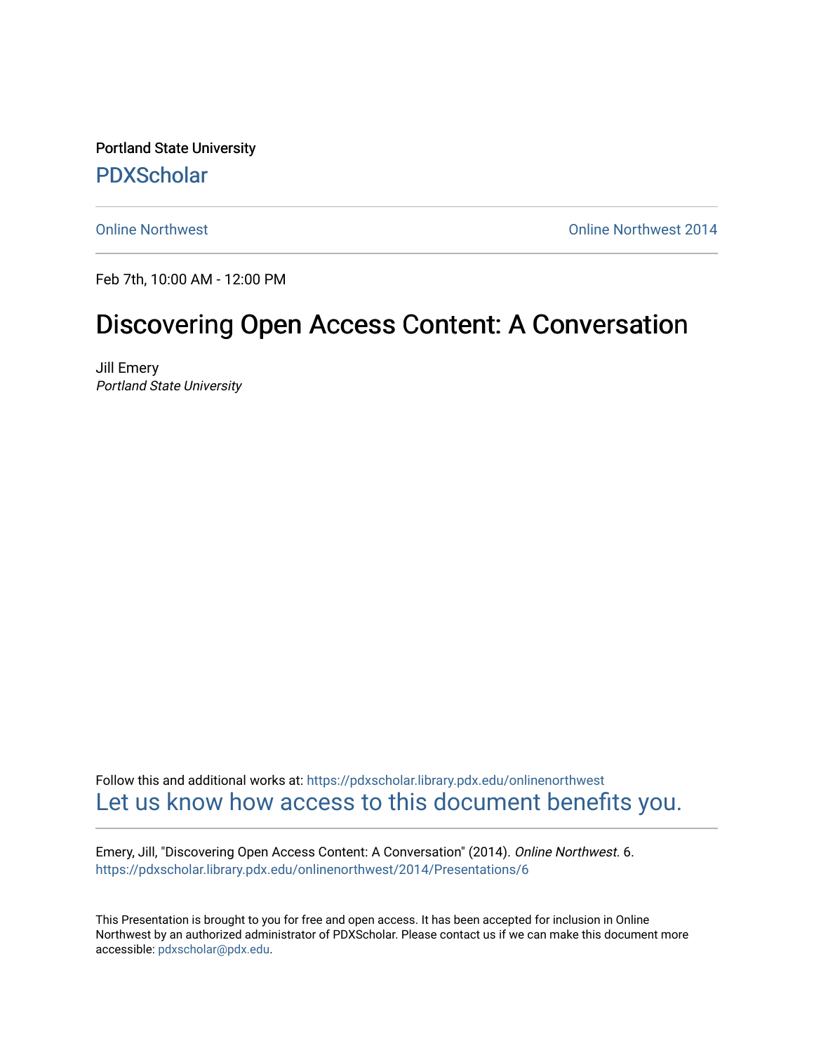Portland State University

PDXScholar

Online Northwest | Online Northwest 2014

Feb 7th, 10:00 AM - 12:00 PM

# Discovering Open Access Content: A Conversation

Jill Emery
*Portland State University*

Follow this and additional works at: https://pdxscholar.library.pdx.edu/onlinenorthwest

Let us know how access to this document benefits you.

Emery, Jill, "Discovering Open Access Content: A Conversation" (2014). *Online Northwest*. 6.
https://pdxscholar.library.pdx.edu/onlinenorthwest/2014/Presentations/6

This Presentation is brought to you for free and open access. It has been accepted for inclusion in Online Northwest by an authorized administrator of PDXScholar. Please contact us if we can make this document more accessible: pdxscholar@pdx.edu.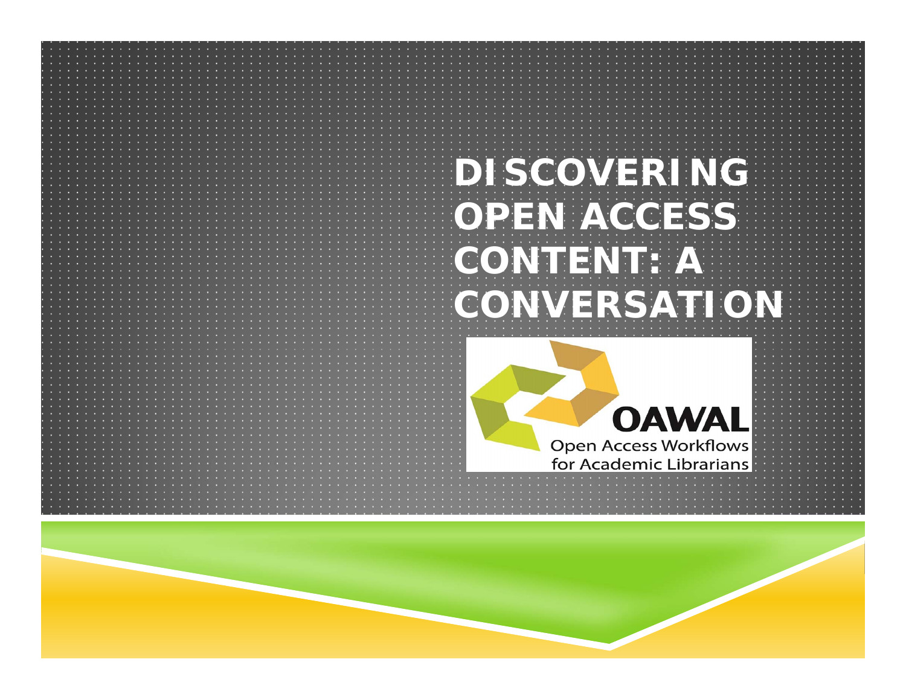# DISCOVERING OPEN ACCESS CONTENT: A CONVERSATION

OAWAL

Open Access Workflows for Academic Librarians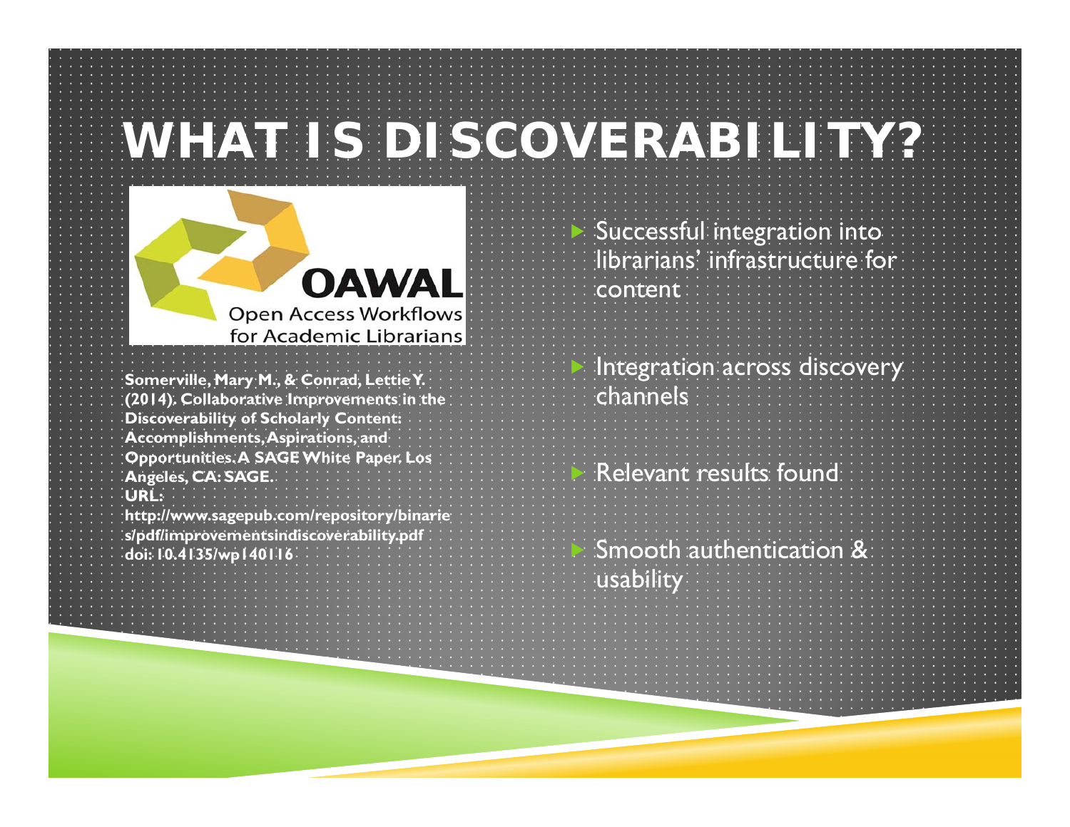# WHAT IS DISCOVERABILITY?

OAWAL
Open Access Workflows for Academic Librarians

**Somerville, Mary M., & Conrad, Lettie Y. (2014). Collaborative Improvements in the Discoverability of Scholarly Content: Accomplishments, Aspirations, and Opportunities. A SAGE White Paper. Los Angeles, CA: SAGE.**
**URL: http://www.sagepub.com/repository/binaries/pdf/improvementsindiscoverability.pdf**
**doi: 10.4135/wp140116**

- Successful integration into librarians' infrastructure for content
- Integration across discovery channels
- Relevant results found
- Smooth authentication & usability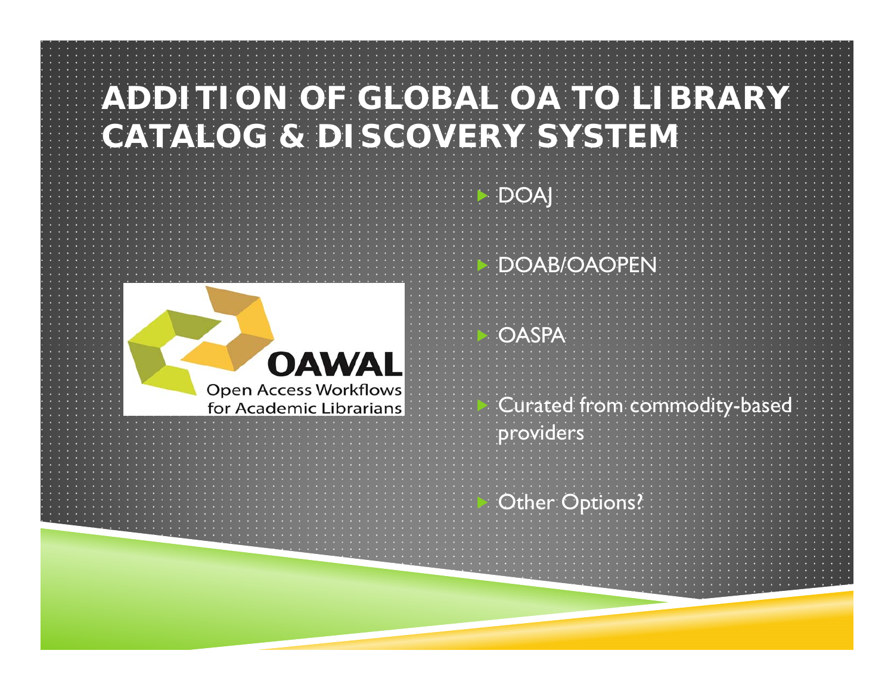# ADDITION OF GLOBAL OA TO LIBRARY CATALOG & DISCOVERY SYSTEM

OAWAL
Open Access Workflows for Academic Librarians

- DOAJ
- DOAB/OAOPEN
- OASPA
- Curated from commodity-based providers
- Other Options?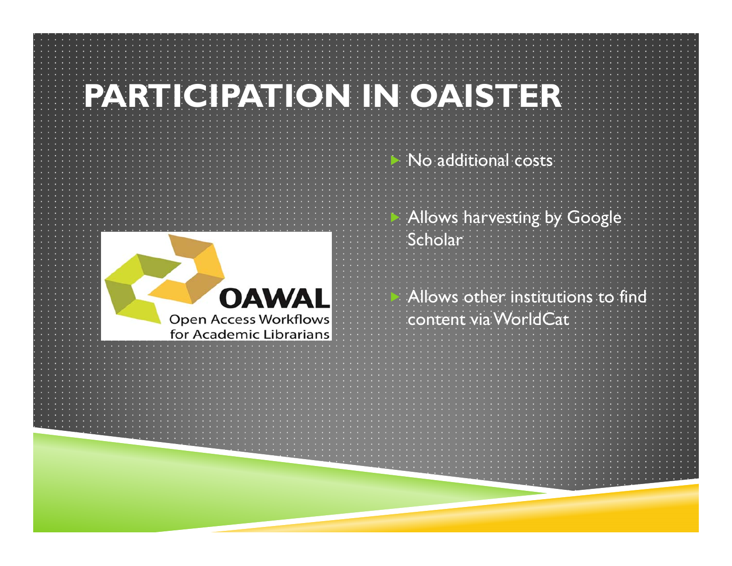# PARTICIPATION IN OAISTER

- No additional costs
- Allows harvesting by Google Scholar
- Allows other institutions to find content via WorldCat

OAWAL
Open Access Workflows for Academic Librarians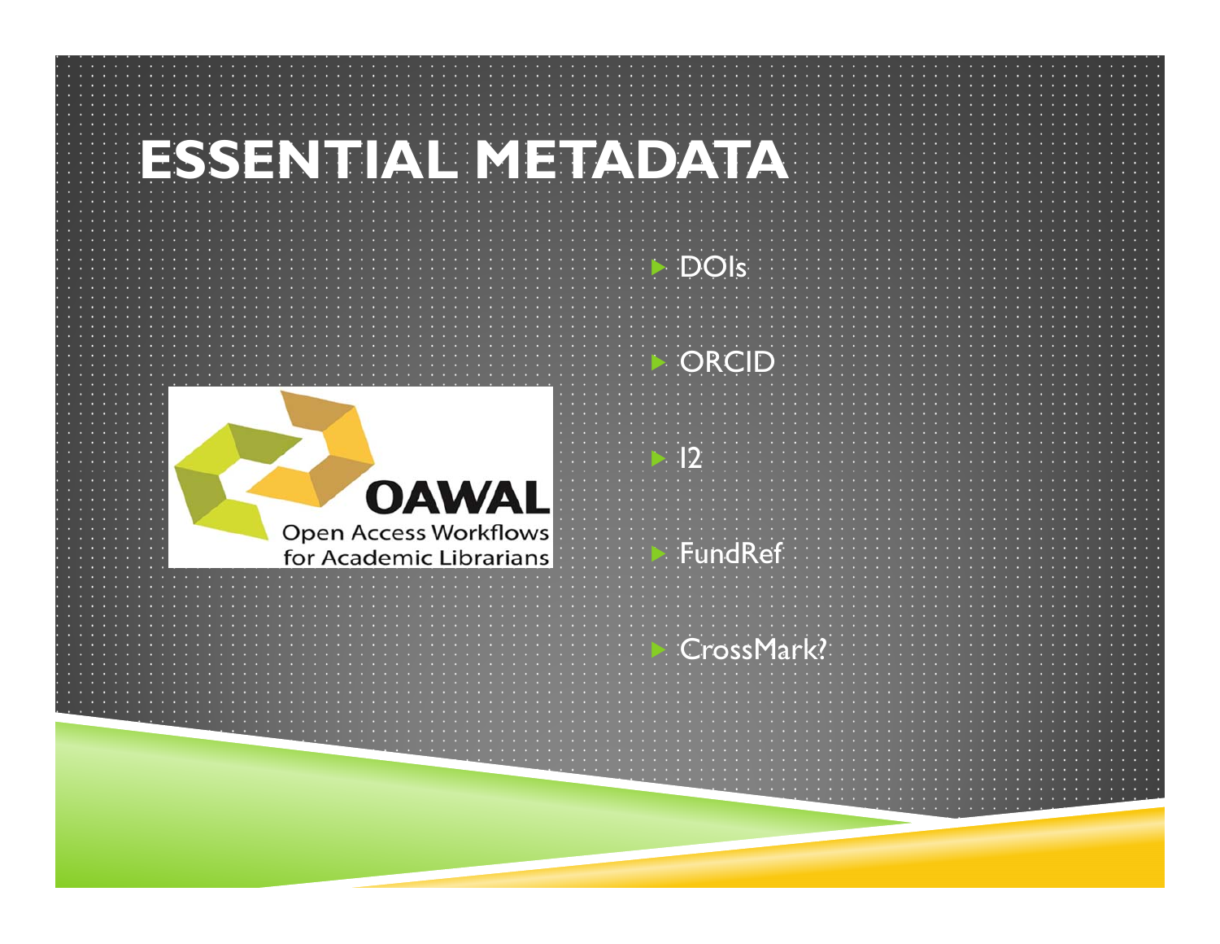# ESSENTIAL METADATA

- DOIs
- ORCID
- I2
- FundRef
- CrossMark?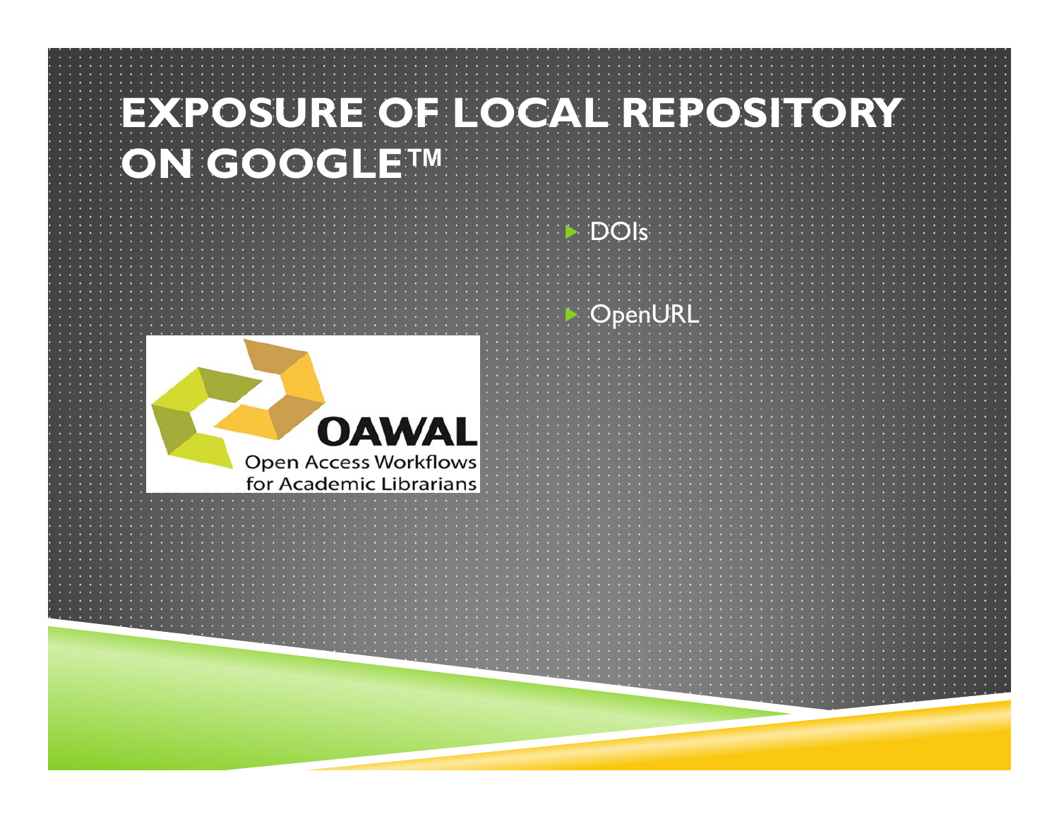# EXPOSURE OF LOCAL REPOSITORY ON GOOGLE™

- DOIs
- OpenURL

OAWAL
Open Access Workflows for Academic Librarians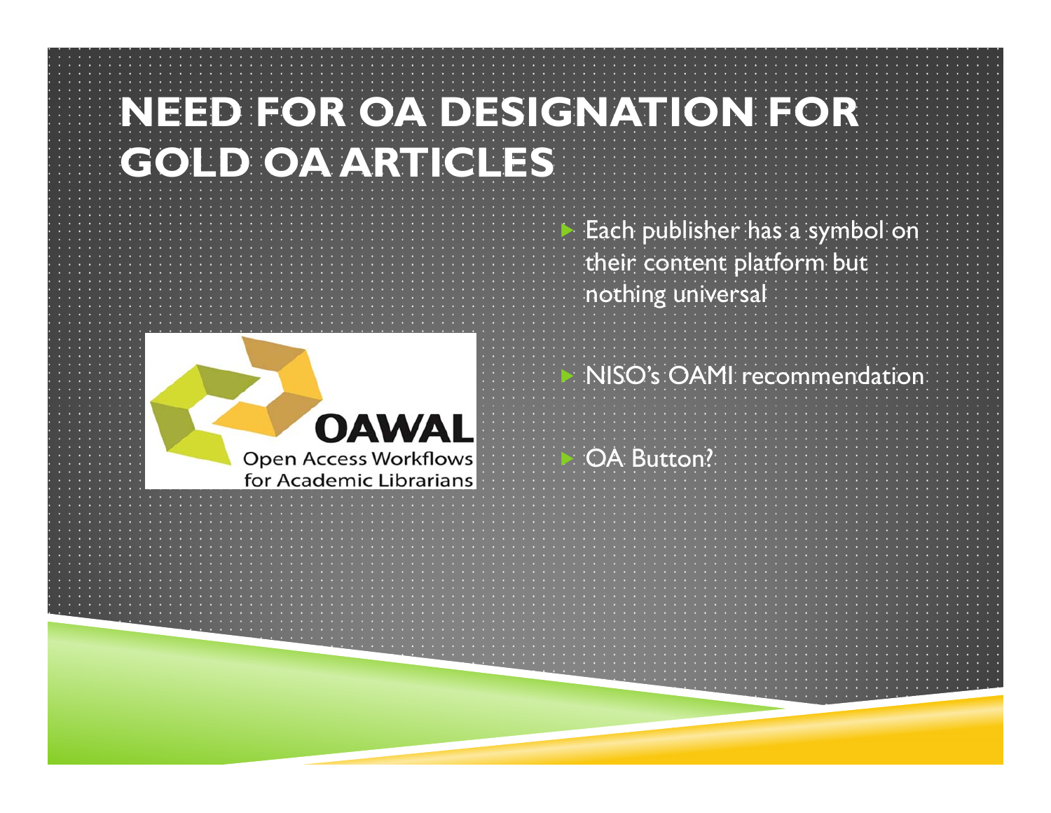# NEED FOR OA DESIGNATION FOR GOLD OA ARTICLES

- Each publisher has a symbol on their content platform but nothing universal
- NISO's OAMI recommendation
- OA Button?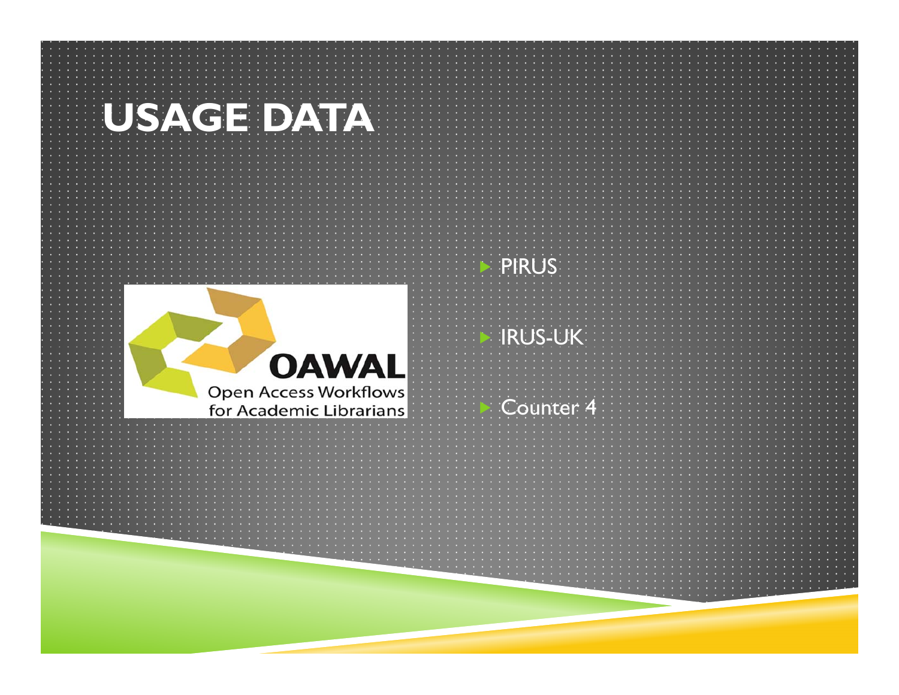# USAGE DATA

OAWAL
Open Access Workflows for Academic Librarians

- PIRUS
- IRUS-UK
- Counter 4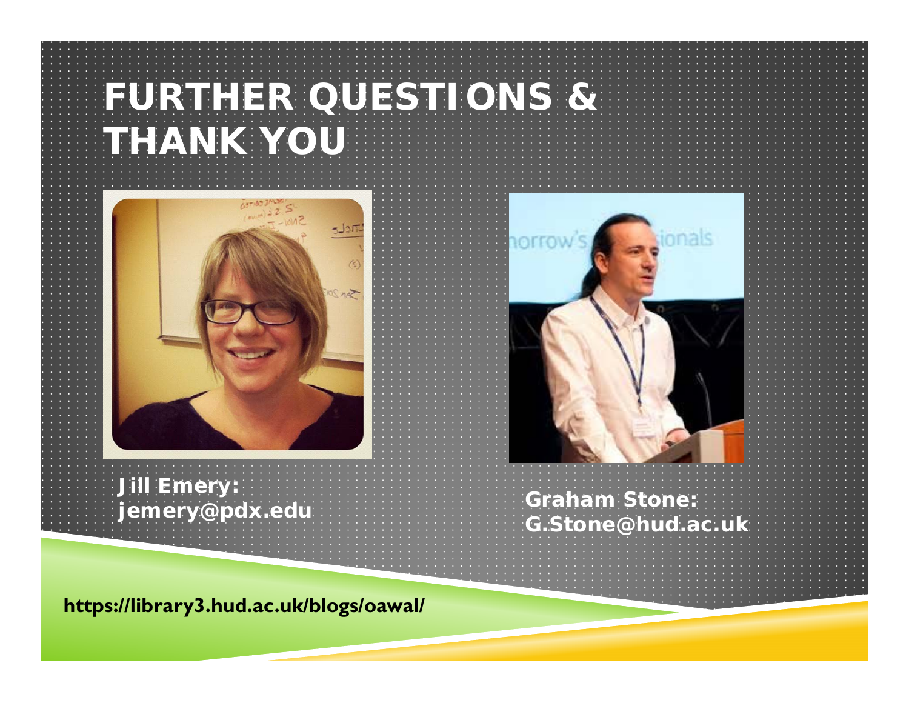# FURTHER QUESTIONS & THANK YOU

**Jill Emery:**
**jemery@pdx.edu**

**Graham Stone:**
**G.Stone@hud.ac.uk**

**https://library3.hud.ac.uk/blogs/oawal/**